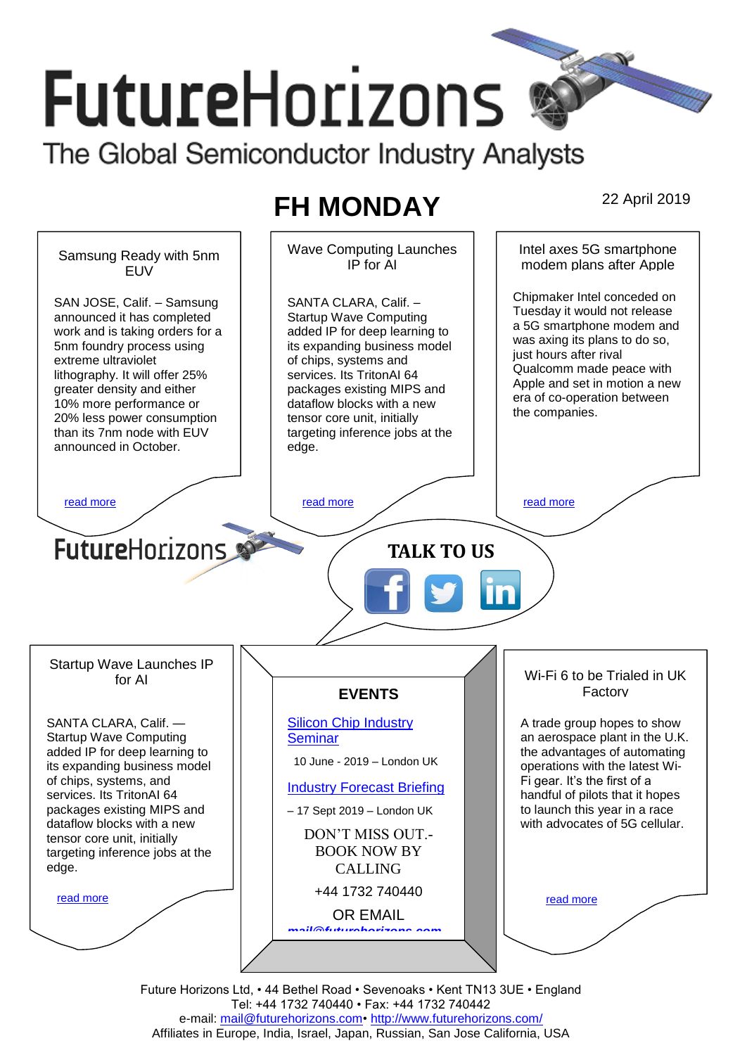# FutureHorizons

The Global Semiconductor Industry Analysts

## FH MONDAY

22 April 2019

### Samsung Ready with 5nm EUV

SAN JOSE, Calif. – Samsung announced it has completed work and is taking orders for a 5nm foundry process using extreme ultraviolet lithography. It will offer 25% greater density and either 10% more performance or 20% less power consumption than its 7nm node with EUV announced in October.

read more

### Wave Computing Launches IP for AI

SANTA CLARA, Calif. – Startup Wave Computing added IP for deep learning to its expanding business model of chips, systems and services. Its TritonAI 64 packages existing MIPS and dataflow blocks with a new tensor core unit, initially targeting inference jobs at the edge.

read more

### Intel axes 5G smartphone modem plans after Apple

Chipmaker Intel conceded on Tuesday it would not release a 5G smartphone modem and was axing its plans to do so, just hours after rival Qualcomm made peace with Apple and set in motion a new era of co-operation between the companies.

read more

FutureHorizons

**TALK TO US**

### Startup Wave Launches IP for AI

SANTA CLARA, Calif. — Startup Wave Computing added IP for deep learning to its expanding business model of chips, systems, and services. Its TritonAI 64 packages existing MIPS and dataflow blocks with a new tensor core unit, initially targeting inference jobs at the edge.

read more

### EVENTS

Silicon Chip Industry Seminar

10 June - 2019 – London UK

Industry Forecast Briefing

– 17 Sept 2019 – London UK

DON'T MISS OUT.- BOOK NOW BY CALLING

+44 1732 740440

OR EMAIL

mail@futurehorizons.com

### Wi-Fi 6 to be Trialed in UK Factory

A trade group hopes to show an aerospace plant in the U.K. the advantages of automating operations with the latest Wi-Fi gear. It's the first of a handful of pilots that it hopes to launch this year in a race with advocates of 5G cellular.

read more

Future Horizons Ltd, • 44 Bethel Road • Sevenoaks • Kent TN13 3UE • England
Tel: +44 1732 740440 • Fax: +44 1732 740442
e-mail: mail@futurehorizons.com• http://www.futurehorizons.com/
Affiliates in Europe, India, Israel, Japan, Russian, San Jose California, USA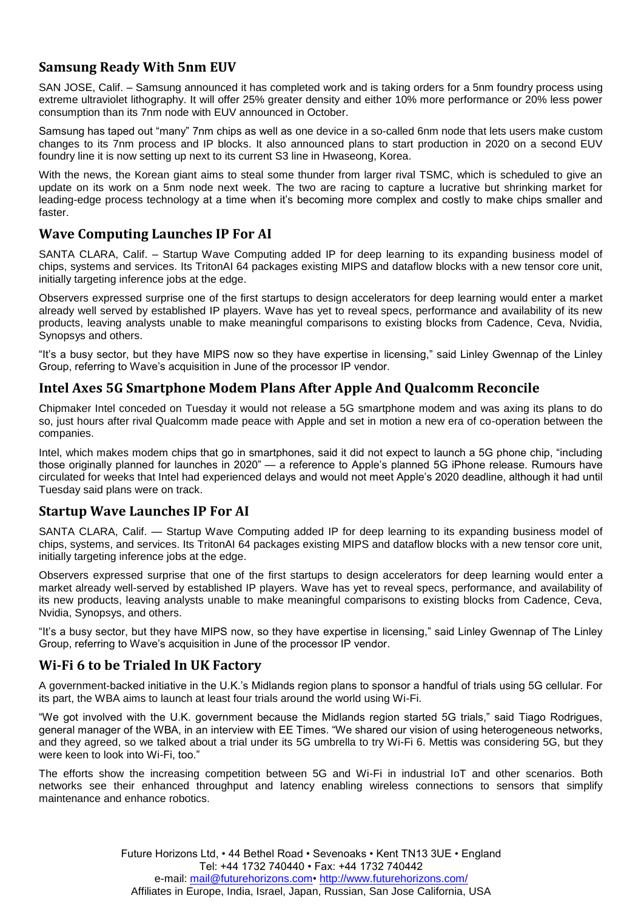## Samsung Ready With 5nm EUV

SAN JOSE, Calif. – Samsung announced it has completed work and is taking orders for a 5nm foundry process using extreme ultraviolet lithography. It will offer 25% greater density and either 10% more performance or 20% less power consumption than its 7nm node with EUV announced in October.

Samsung has taped out "many" 7nm chips as well as one device in a so-called 6nm node that lets users make custom changes to its 7nm process and IP blocks. It also announced plans to start production in 2020 on a second EUV foundry line it is now setting up next to its current S3 line in Hwaseong, Korea.

With the news, the Korean giant aims to steal some thunder from larger rival TSMC, which is scheduled to give an update on its work on a 5nm node next week. The two are racing to capture a lucrative but shrinking market for leading-edge process technology at a time when it's becoming more complex and costly to make chips smaller and faster.

## Wave Computing Launches IP For AI

SANTA CLARA, Calif. – Startup Wave Computing added IP for deep learning to its expanding business model of chips, systems and services. Its TritonAI 64 packages existing MIPS and dataflow blocks with a new tensor core unit, initially targeting inference jobs at the edge.

Observers expressed surprise one of the first startups to design accelerators for deep learning would enter a market already well served by established IP players. Wave has yet to reveal specs, performance and availability of its new products, leaving analysts unable to make meaningful comparisons to existing blocks from Cadence, Ceva, Nvidia, Synopsys and others.

"It's a busy sector, but they have MIPS now so they have expertise in licensing," said Linley Gwennap of the Linley Group, referring to Wave's acquisition in June of the processor IP vendor.

## Intel Axes 5G Smartphone Modem Plans After Apple And Qualcomm Reconcile

Chipmaker Intel conceded on Tuesday it would not release a 5G smartphone modem and was axing its plans to do so, just hours after rival Qualcomm made peace with Apple and set in motion a new era of co-operation between the companies.

Intel, which makes modem chips that go in smartphones, said it did not expect to launch a 5G phone chip, "including those originally planned for launches in 2020" — a reference to Apple's planned 5G iPhone release. Rumours have circulated for weeks that Intel had experienced delays and would not meet Apple's 2020 deadline, although it had until Tuesday said plans were on track.

## Startup Wave Launches IP For AI

SANTA CLARA, Calif. — Startup Wave Computing added IP for deep learning to its expanding business model of chips, systems, and services. Its TritonAI 64 packages existing MIPS and dataflow blocks with a new tensor core unit, initially targeting inference jobs at the edge.

Observers expressed surprise that one of the first startups to design accelerators for deep learning would enter a market already well-served by established IP players. Wave has yet to reveal specs, performance, and availability of its new products, leaving analysts unable to make meaningful comparisons to existing blocks from Cadence, Ceva, Nvidia, Synopsys, and others.

"It's a busy sector, but they have MIPS now, so they have expertise in licensing," said Linley Gwennap of The Linley Group, referring to Wave's acquisition in June of the processor IP vendor.

## Wi-Fi 6 to be Trialed In UK Factory

A government-backed initiative in the U.K.'s Midlands region plans to sponsor a handful of trials using 5G cellular. For its part, the WBA aims to launch at least four trials around the world using Wi-Fi.

"We got involved with the U.K. government because the Midlands region started 5G trials," said Tiago Rodrigues, general manager of the WBA, in an interview with EE Times. "We shared our vision of using heterogeneous networks, and they agreed, so we talked about a trial under its 5G umbrella to try Wi-Fi 6. Mettis was considering 5G, but they were keen to look into Wi-Fi, too."

The efforts show the increasing competition between 5G and Wi-Fi in industrial IoT and other scenarios. Both networks see their enhanced throughput and latency enabling wireless connections to sensors that simplify maintenance and enhance robotics.